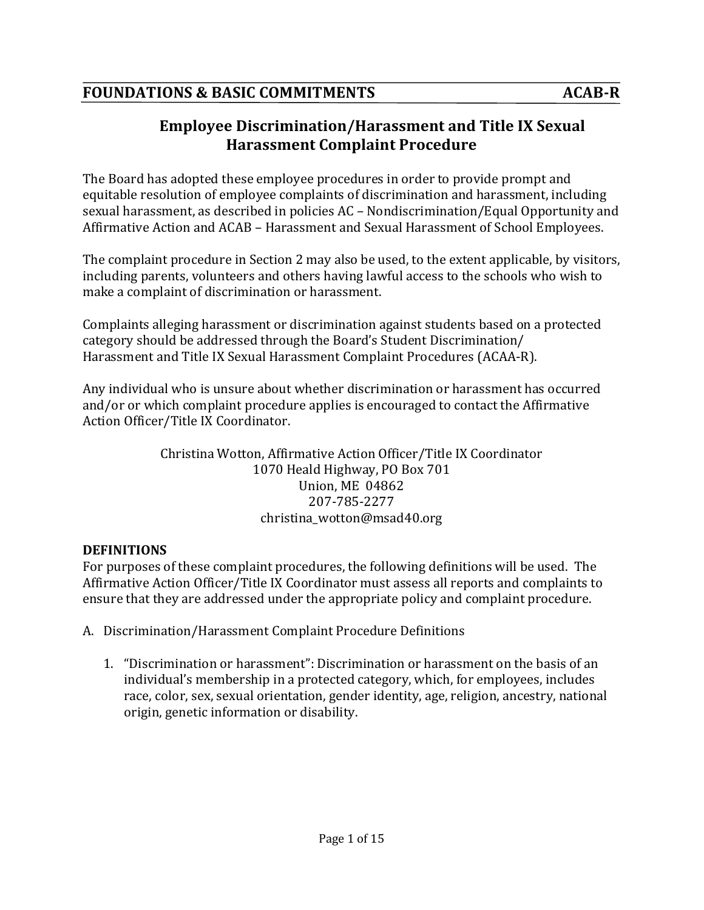## FOUNDATIONS & BASIC COMMITMENTS ACAB-R

# Employee Discrimination/Harassment and Title IX Sexual Harassment Complaint Procedure

The Board has adopted these employee procedures in order to provide prompt and equitable resolution of employee complaints of discrimination and harassment, including sexual harassment, as described in policies AC – Nondiscrimination/Equal Opportunity and Affirmative Action and ACAB – Harassment and Sexual Harassment of School Employees.

The complaint procedure in Section 2 may also be used, to the extent applicable, by visitors, including parents, volunteers and others having lawful access to the schools who wish to make a complaint of discrimination or harassment.

Complaints alleging harassment or discrimination against students based on a protected category should be addressed through the Board's Student Discrimination/ Harassment and Title IX Sexual Harassment Complaint Procedures (ACAA-R).

Any individual who is unsure about whether discrimination or harassment has occurred and/or or which complaint procedure applies is encouraged to contact the Affirmative Action Officer/Title IX Coordinator.

Christina Wotton, Affirmative Action Officer/Title IX Coordinator
1070 Heald Highway, PO Box 701
Union, ME 04862
207-785-2277
christina_wotton@msad40.org

**DEFINITIONS**

For purposes of these complaint procedures, the following definitions will be used. The Affirmative Action Officer/Title IX Coordinator must assess all reports and complaints to ensure that they are addressed under the appropriate policy and complaint procedure.

A. Discrimination/Harassment Complaint Procedure Definitions

1. "Discrimination or harassment": Discrimination or harassment on the basis of an individual's membership in a protected category, which, for employees, includes race, color, sex, sexual orientation, gender identity, age, religion, ancestry, national origin, genetic information or disability.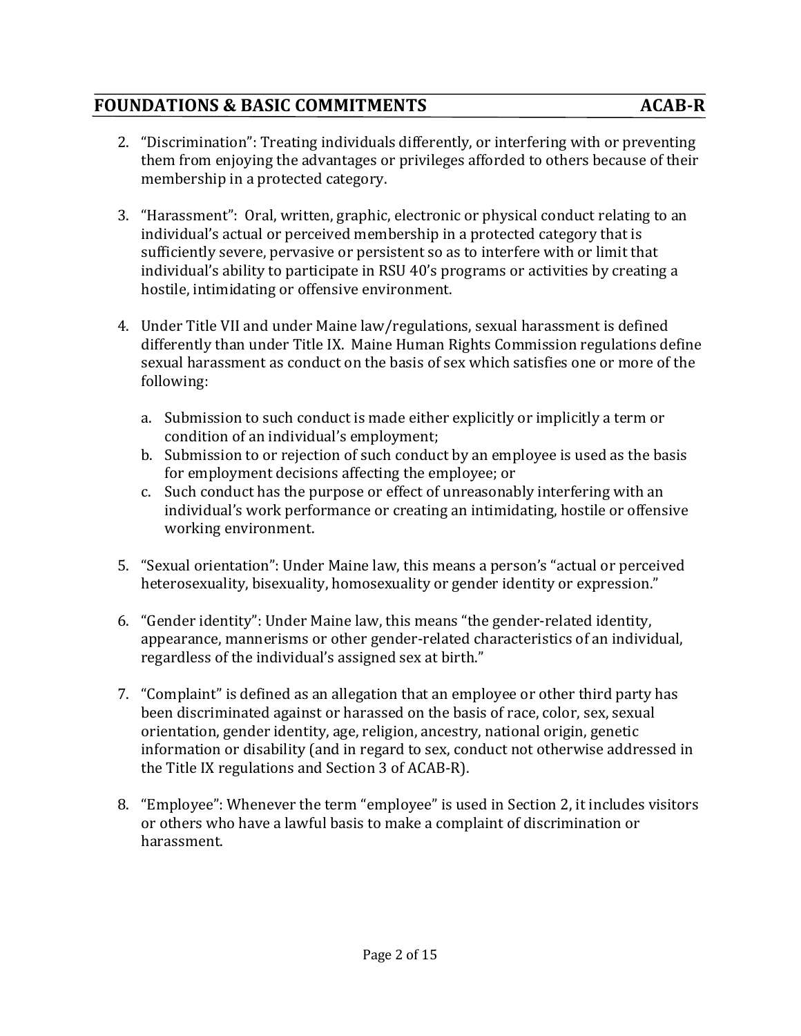2. "Discrimination": Treating individuals differently, or interfering with or preventing them from enjoying the advantages or privileges afforded to others because of their membership in a protected category.

3. "Harassment": Oral, written, graphic, electronic or physical conduct relating to an individual's actual or perceived membership in a protected category that is sufficiently severe, pervasive or persistent so as to interfere with or limit that individual's ability to participate in RSU 40's programs or activities by creating a hostile, intimidating or offensive environment.

4. Under Title VII and under Maine law/regulations, sexual harassment is defined differently than under Title IX. Maine Human Rights Commission regulations define sexual harassment as conduct on the basis of sex which satisfies one or more of the following:

   a. Submission to such conduct is made either explicitly or implicitly a term or condition of an individual's employment;
   b. Submission to or rejection of such conduct by an employee is used as the basis for employment decisions affecting the employee; or
   c. Such conduct has the purpose or effect of unreasonably interfering with an individual's work performance or creating an intimidating, hostile or offensive working environment.

5. "Sexual orientation": Under Maine law, this means a person's "actual or perceived heterosexuality, bisexuality, homosexuality or gender identity or expression."

6. "Gender identity": Under Maine law, this means "the gender-related identity, appearance, mannerisms or other gender-related characteristics of an individual, regardless of the individual's assigned sex at birth."

7. "Complaint" is defined as an allegation that an employee or other third party has been discriminated against or harassed on the basis of race, color, sex, sexual orientation, gender identity, age, religion, ancestry, national origin, genetic information or disability (and in regard to sex, conduct not otherwise addressed in the Title IX regulations and Section 3 of ACAB-R).

8. "Employee": Whenever the term "employee" is used in Section 2, it includes visitors or others who have a lawful basis to make a complaint of discrimination or harassment.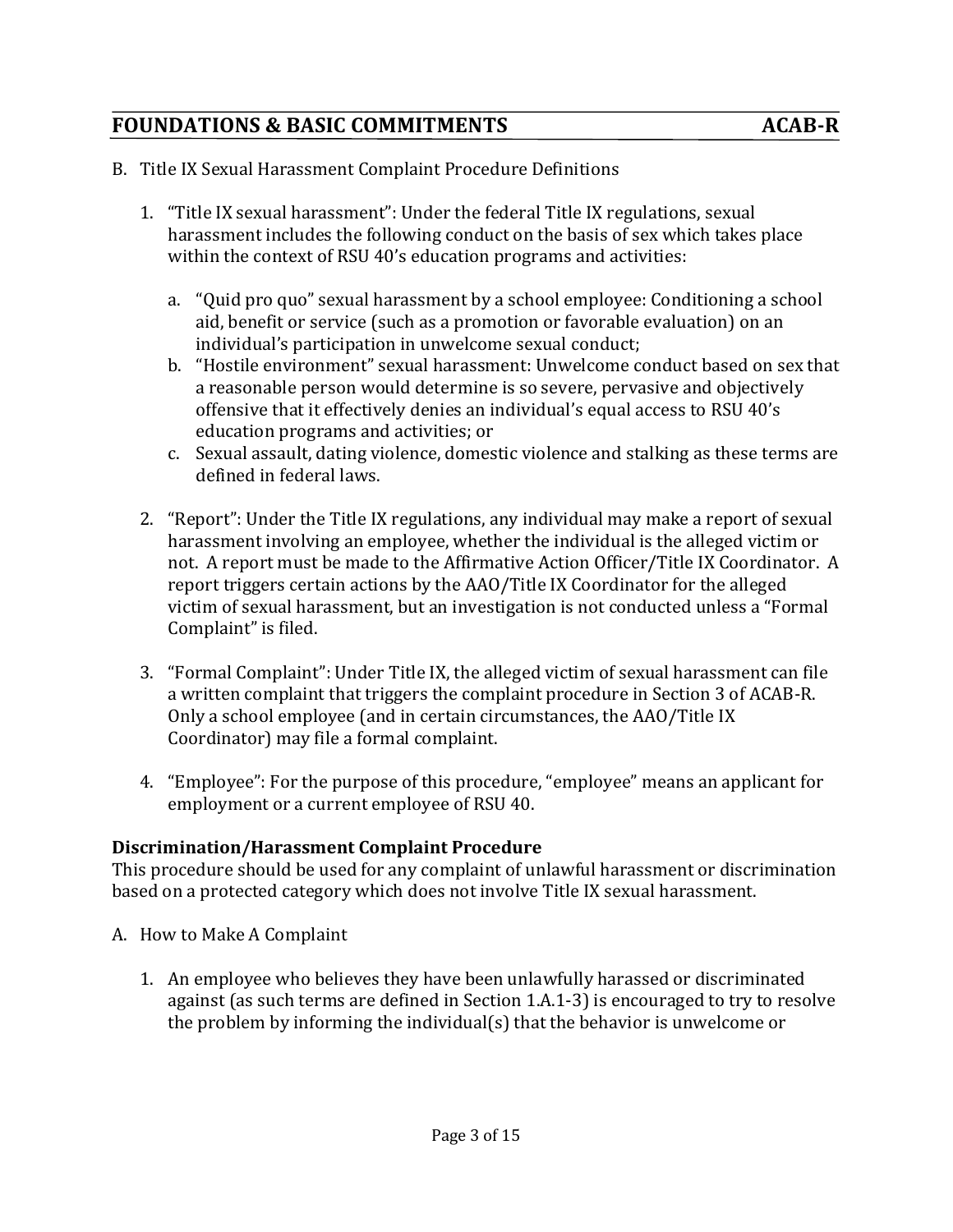B. Title IX Sexual Harassment Complaint Procedure Definitions

1. "Title IX sexual harassment": Under the federal Title IX regulations, sexual harassment includes the following conduct on the basis of sex which takes place within the context of RSU 40's education programs and activities:

   a. "Quid pro quo" sexual harassment by a school employee: Conditioning a school aid, benefit or service (such as a promotion or favorable evaluation) on an individual's participation in unwelcome sexual conduct;
   b. "Hostile environment" sexual harassment: Unwelcome conduct based on sex that a reasonable person would determine is so severe, pervasive and objectively offensive that it effectively denies an individual's equal access to RSU 40's education programs and activities; or
   c. Sexual assault, dating violence, domestic violence and stalking as these terms are defined in federal laws.

2. "Report": Under the Title IX regulations, any individual may make a report of sexual harassment involving an employee, whether the individual is the alleged victim or not. A report must be made to the Affirmative Action Officer/Title IX Coordinator. A report triggers certain actions by the AAO/Title IX Coordinator for the alleged victim of sexual harassment, but an investigation is not conducted unless a "Formal Complaint" is filed.

3. "Formal Complaint": Under Title IX, the alleged victim of sexual harassment can file a written complaint that triggers the complaint procedure in Section 3 of ACAB-R. Only a school employee (and in certain circumstances, the AAO/Title IX Coordinator) may file a formal complaint.

4. "Employee": For the purpose of this procedure, "employee" means an applicant for employment or a current employee of RSU 40.

**Discrimination/Harassment Complaint Procedure**

This procedure should be used for any complaint of unlawful harassment or discrimination based on a protected category which does not involve Title IX sexual harassment.

A. How to Make A Complaint

1. An employee who believes they have been unlawfully harassed or discriminated against (as such terms are defined in Section 1.A.1-3) is encouraged to try to resolve the problem by informing the individual(s) that the behavior is unwelcome or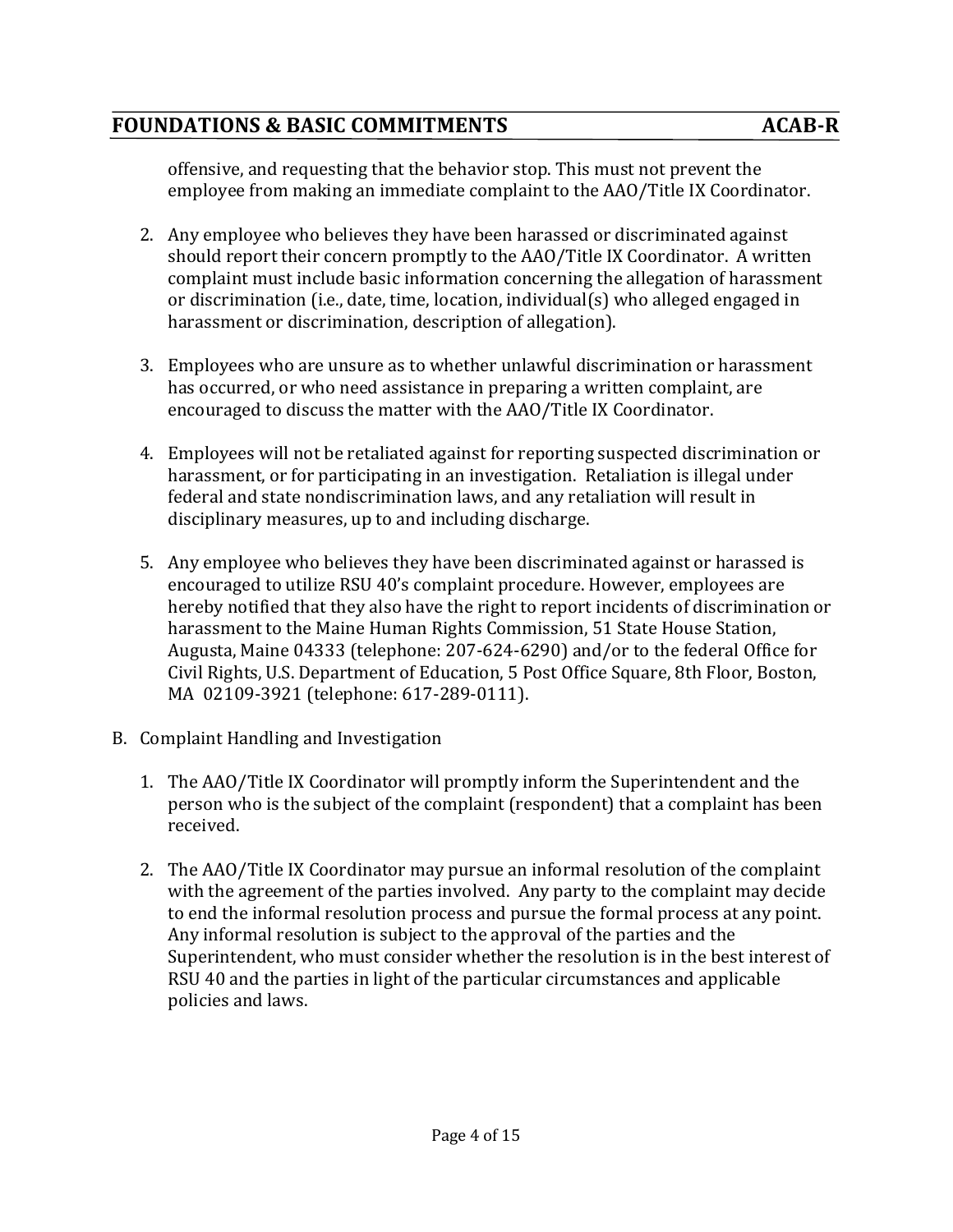offensive, and requesting that the behavior stop. This must not prevent the employee from making an immediate complaint to the AAO/Title IX Coordinator.

2. Any employee who believes they have been harassed or discriminated against should report their concern promptly to the AAO/Title IX Coordinator. A written complaint must include basic information concerning the allegation of harassment or discrimination (i.e., date, time, location, individual(s) who alleged engaged in harassment or discrimination, description of allegation).

3. Employees who are unsure as to whether unlawful discrimination or harassment has occurred, or who need assistance in preparing a written complaint, are encouraged to discuss the matter with the AAO/Title IX Coordinator.

4. Employees will not be retaliated against for reporting suspected discrimination or harassment, or for participating in an investigation. Retaliation is illegal under federal and state nondiscrimination laws, and any retaliation will result in disciplinary measures, up to and including discharge.

5. Any employee who believes they have been discriminated against or harassed is encouraged to utilize RSU 40's complaint procedure. However, employees are hereby notified that they also have the right to report incidents of discrimination or harassment to the Maine Human Rights Commission, 51 State House Station, Augusta, Maine 04333 (telephone: 207-624-6290) and/or to the federal Office for Civil Rights, U.S. Department of Education, 5 Post Office Square, 8th Floor, Boston, MA 02109-3921 (telephone: 617-289-0111).

B. Complaint Handling and Investigation

1. The AAO/Title IX Coordinator will promptly inform the Superintendent and the person who is the subject of the complaint (respondent) that a complaint has been received.

2. The AAO/Title IX Coordinator may pursue an informal resolution of the complaint with the agreement of the parties involved. Any party to the complaint may decide to end the informal resolution process and pursue the formal process at any point. Any informal resolution is subject to the approval of the parties and the Superintendent, who must consider whether the resolution is in the best interest of RSU 40 and the parties in light of the particular circumstances and applicable policies and laws.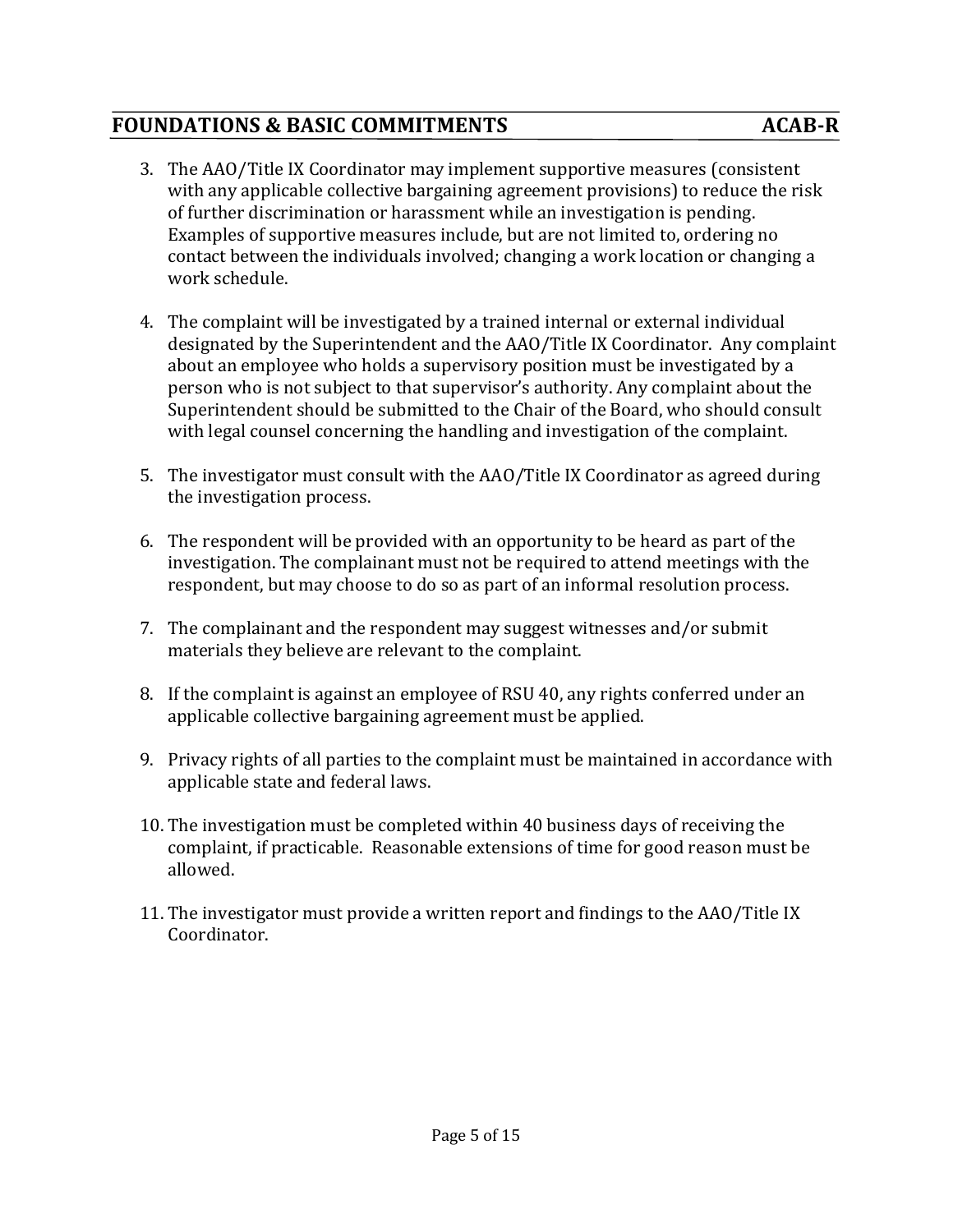3. The AAO/Title IX Coordinator may implement supportive measures (consistent with any applicable collective bargaining agreement provisions) to reduce the risk of further discrimination or harassment while an investigation is pending. Examples of supportive measures include, but are not limited to, ordering no contact between the individuals involved; changing a work location or changing a work schedule.

4. The complaint will be investigated by a trained internal or external individual designated by the Superintendent and the AAO/Title IX Coordinator. Any complaint about an employee who holds a supervisory position must be investigated by a person who is not subject to that supervisor's authority. Any complaint about the Superintendent should be submitted to the Chair of the Board, who should consult with legal counsel concerning the handling and investigation of the complaint.

5. The investigator must consult with the AAO/Title IX Coordinator as agreed during the investigation process.

6. The respondent will be provided with an opportunity to be heard as part of the investigation. The complainant must not be required to attend meetings with the respondent, but may choose to do so as part of an informal resolution process.

7. The complainant and the respondent may suggest witnesses and/or submit materials they believe are relevant to the complaint.

8. If the complaint is against an employee of RSU 40, any rights conferred under an applicable collective bargaining agreement must be applied.

9. Privacy rights of all parties to the complaint must be maintained in accordance with applicable state and federal laws.

10. The investigation must be completed within 40 business days of receiving the complaint, if practicable. Reasonable extensions of time for good reason must be allowed.

11. The investigator must provide a written report and findings to the AAO/Title IX Coordinator.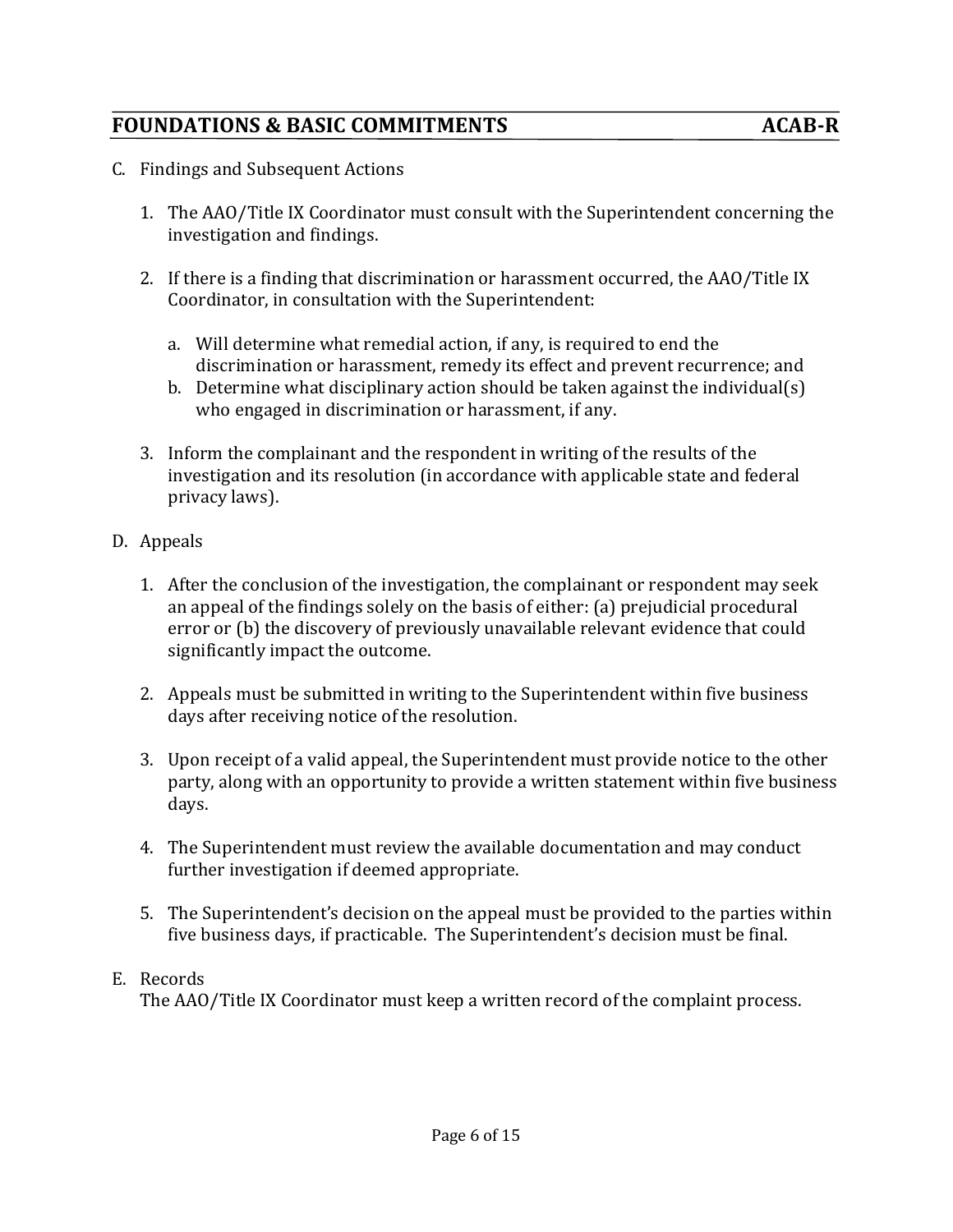C. Findings and Subsequent Actions

   1. The AAO/Title IX Coordinator must consult with the Superintendent concerning the investigation and findings.

   2. If there is a finding that discrimination or harassment occurred, the AAO/Title IX Coordinator, in consultation with the Superintendent:

      a. Will determine what remedial action, if any, is required to end the discrimination or harassment, remedy its effect and prevent recurrence; and
      b. Determine what disciplinary action should be taken against the individual(s) who engaged in discrimination or harassment, if any.

   3. Inform the complainant and the respondent in writing of the results of the investigation and its resolution (in accordance with applicable state and federal privacy laws).

D. Appeals

   1. After the conclusion of the investigation, the complainant or respondent may seek an appeal of the findings solely on the basis of either: (a) prejudicial procedural error or (b) the discovery of previously unavailable relevant evidence that could significantly impact the outcome.

   2. Appeals must be submitted in writing to the Superintendent within five business days after receiving notice of the resolution.

   3. Upon receipt of a valid appeal, the Superintendent must provide notice to the other party, along with an opportunity to provide a written statement within five business days.

   4. The Superintendent must review the available documentation and may conduct further investigation if deemed appropriate.

   5. The Superintendent's decision on the appeal must be provided to the parties within five business days, if practicable. The Superintendent's decision must be final.

E. Records

   The AAO/Title IX Coordinator must keep a written record of the complaint process.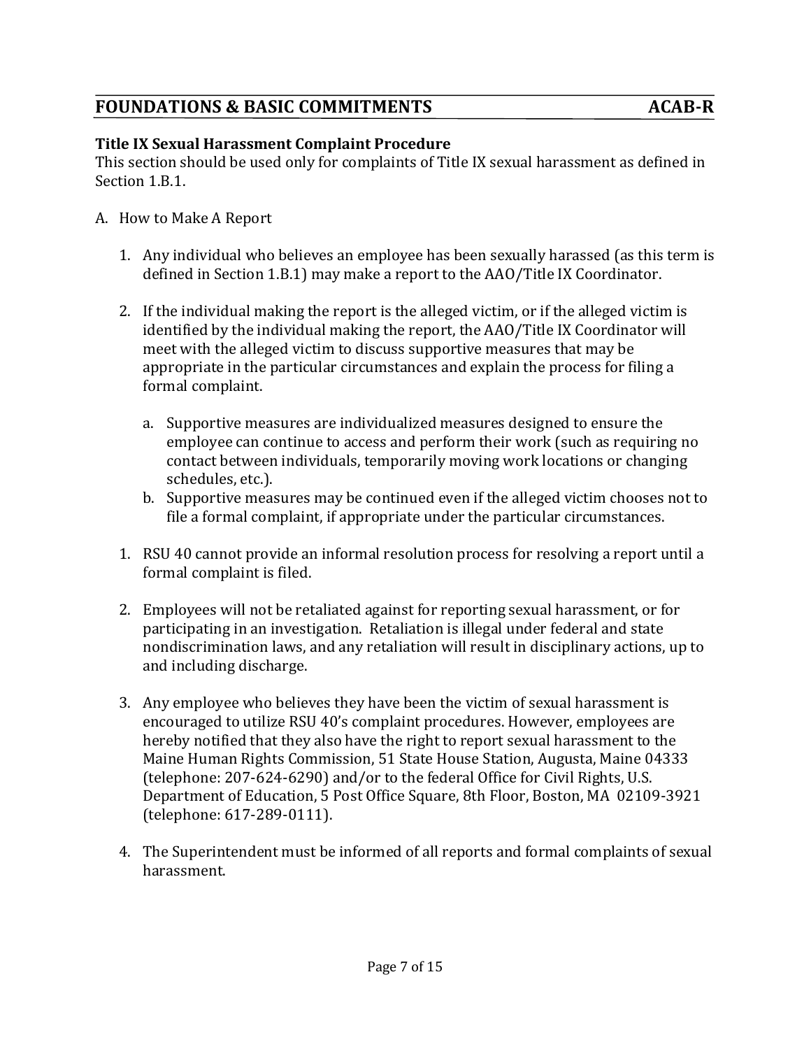## FOUNDATIONS & BASIC COMMITMENTS ACAB-R

**Title IX Sexual Harassment Complaint Procedure**
This section should be used only for complaints of Title IX sexual harassment as defined in Section 1.B.1.

A. How to Make A Report

1. Any individual who believes an employee has been sexually harassed (as this term is defined in Section 1.B.1) may make a report to the AAO/Title IX Coordinator.

2. If the individual making the report is the alleged victim, or if the alleged victim is identified by the individual making the report, the AAO/Title IX Coordinator will meet with the alleged victim to discuss supportive measures that may be appropriate in the particular circumstances and explain the process for filing a formal complaint.

    a. Supportive measures are individualized measures designed to ensure the employee can continue to access and perform their work (such as requiring no contact between individuals, temporarily moving work locations or changing schedules, etc.).
    b. Supportive measures may be continued even if the alleged victim chooses not to file a formal complaint, if appropriate under the particular circumstances.

1. RSU 40 cannot provide an informal resolution process for resolving a report until a formal complaint is filed.

2. Employees will not be retaliated against for reporting sexual harassment, or for participating in an investigation. Retaliation is illegal under federal and state nondiscrimination laws, and any retaliation will result in disciplinary actions, up to and including discharge.

3. Any employee who believes they have been the victim of sexual harassment is encouraged to utilize RSU 40's complaint procedures. However, employees are hereby notified that they also have the right to report sexual harassment to the Maine Human Rights Commission, 51 State House Station, Augusta, Maine 04333 (telephone: 207-624-6290) and/or to the federal Office for Civil Rights, U.S. Department of Education, 5 Post Office Square, 8th Floor, Boston, MA 02109-3921 (telephone: 617-289-0111).

4. The Superintendent must be informed of all reports and formal complaints of sexual harassment.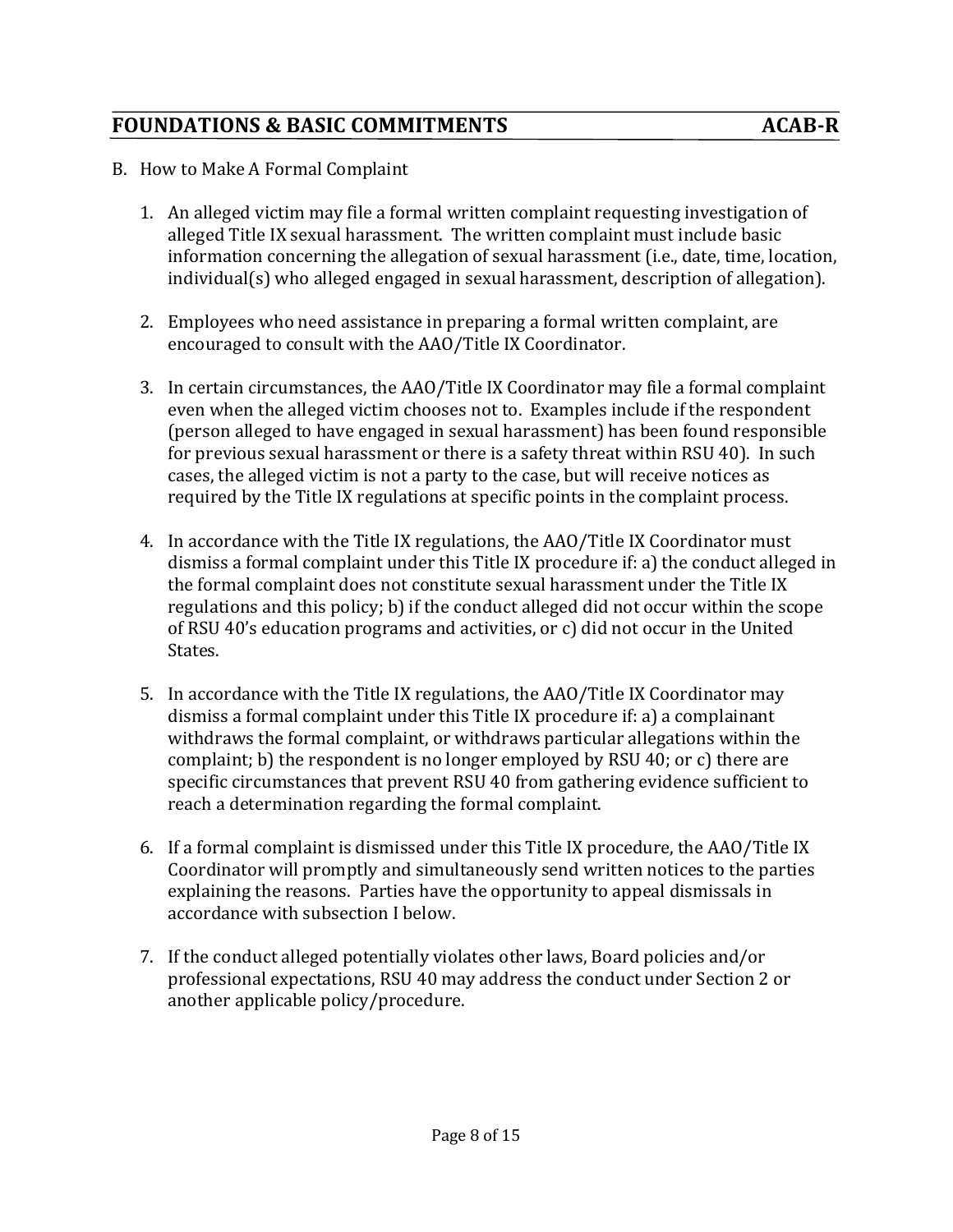B. How to Make A Formal Complaint

1. An alleged victim may file a formal written complaint requesting investigation of alleged Title IX sexual harassment. The written complaint must include basic information concerning the allegation of sexual harassment (i.e., date, time, location, individual(s) who alleged engaged in sexual harassment, description of allegation).

2. Employees who need assistance in preparing a formal written complaint, are encouraged to consult with the AAO/Title IX Coordinator.

3. In certain circumstances, the AAO/Title IX Coordinator may file a formal complaint even when the alleged victim chooses not to. Examples include if the respondent (person alleged to have engaged in sexual harassment) has been found responsible for previous sexual harassment or there is a safety threat within RSU 40). In such cases, the alleged victim is not a party to the case, but will receive notices as required by the Title IX regulations at specific points in the complaint process.

4. In accordance with the Title IX regulations, the AAO/Title IX Coordinator must dismiss a formal complaint under this Title IX procedure if: a) the conduct alleged in the formal complaint does not constitute sexual harassment under the Title IX regulations and this policy; b) if the conduct alleged did not occur within the scope of RSU 40's education programs and activities, or c) did not occur in the United States.

5. In accordance with the Title IX regulations, the AAO/Title IX Coordinator may dismiss a formal complaint under this Title IX procedure if: a) a complainant withdraws the formal complaint, or withdraws particular allegations within the complaint; b) the respondent is no longer employed by RSU 40; or c) there are specific circumstances that prevent RSU 40 from gathering evidence sufficient to reach a determination regarding the formal complaint.

6. If a formal complaint is dismissed under this Title IX procedure, the AAO/Title IX Coordinator will promptly and simultaneously send written notices to the parties explaining the reasons. Parties have the opportunity to appeal dismissals in accordance with subsection I below.

7. If the conduct alleged potentially violates other laws, Board policies and/or professional expectations, RSU 40 may address the conduct under Section 2 or another applicable policy/procedure.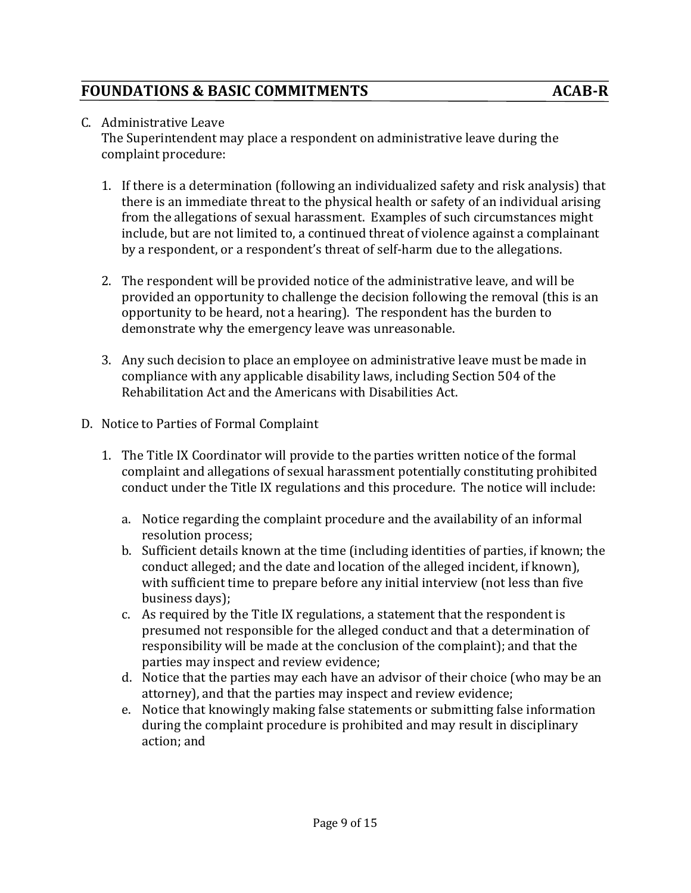C. Administrative Leave
   The Superintendent may place a respondent on administrative leave during the complaint procedure:

   1. If there is a determination (following an individualized safety and risk analysis) that there is an immediate threat to the physical health or safety of an individual arising from the allegations of sexual harassment. Examples of such circumstances might include, but are not limited to, a continued threat of violence against a complainant by a respondent, or a respondent's threat of self-harm due to the allegations.

   2. The respondent will be provided notice of the administrative leave, and will be provided an opportunity to challenge the decision following the removal (this is an opportunity to be heard, not a hearing). The respondent has the burden to demonstrate why the emergency leave was unreasonable.

   3. Any such decision to place an employee on administrative leave must be made in compliance with any applicable disability laws, including Section 504 of the Rehabilitation Act and the Americans with Disabilities Act.

D. Notice to Parties of Formal Complaint

   1. The Title IX Coordinator will provide to the parties written notice of the formal complaint and allegations of sexual harassment potentially constituting prohibited conduct under the Title IX regulations and this procedure. The notice will include:

      a. Notice regarding the complaint procedure and the availability of an informal resolution process;
      b. Sufficient details known at the time (including identities of parties, if known; the conduct alleged; and the date and location of the alleged incident, if known), with sufficient time to prepare before any initial interview (not less than five business days);
      c. As required by the Title IX regulations, a statement that the respondent is presumed not responsible for the alleged conduct and that a determination of responsibility will be made at the conclusion of the complaint); and that the parties may inspect and review evidence;
      d. Notice that the parties may each have an advisor of their choice (who may be an attorney), and that the parties may inspect and review evidence;
      e. Notice that knowingly making false statements or submitting false information during the complaint procedure is prohibited and may result in disciplinary action; and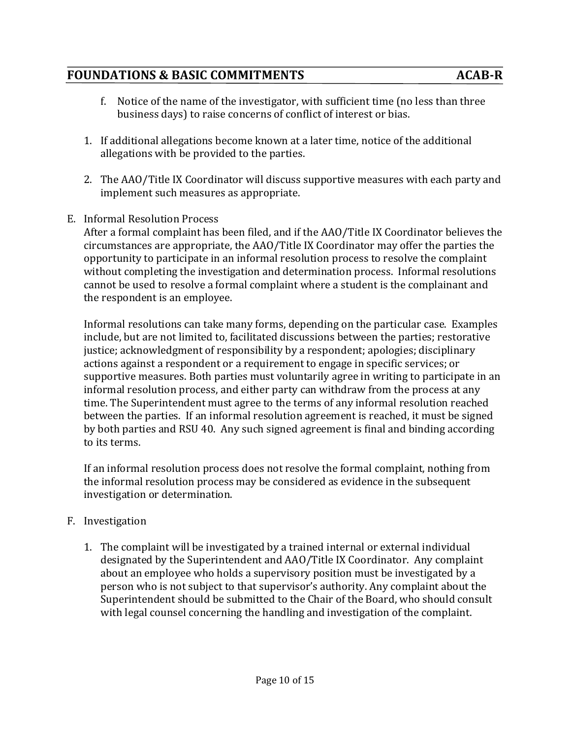f. Notice of the name of the investigator, with sufficient time (no less than three business days) to raise concerns of conflict of interest or bias.

1. If additional allegations become known at a later time, notice of the additional allegations with be provided to the parties.

2. The AAO/Title IX Coordinator will discuss supportive measures with each party and implement such measures as appropriate.

E. Informal Resolution Process

After a formal complaint has been filed, and if the AAO/Title IX Coordinator believes the circumstances are appropriate, the AAO/Title IX Coordinator may offer the parties the opportunity to participate in an informal resolution process to resolve the complaint without completing the investigation and determination process. Informal resolutions cannot be used to resolve a formal complaint where a student is the complainant and the respondent is an employee.

Informal resolutions can take many forms, depending on the particular case. Examples include, but are not limited to, facilitated discussions between the parties; restorative justice; acknowledgment of responsibility by a respondent; apologies; disciplinary actions against a respondent or a requirement to engage in specific services; or supportive measures. Both parties must voluntarily agree in writing to participate in an informal resolution process, and either party can withdraw from the process at any time. The Superintendent must agree to the terms of any informal resolution reached between the parties. If an informal resolution agreement is reached, it must be signed by both parties and RSU 40. Any such signed agreement is final and binding according to its terms.

If an informal resolution process does not resolve the formal complaint, nothing from the informal resolution process may be considered as evidence in the subsequent investigation or determination.

F. Investigation

1. The complaint will be investigated by a trained internal or external individual designated by the Superintendent and AAO/Title IX Coordinator. Any complaint about an employee who holds a supervisory position must be investigated by a person who is not subject to that supervisor's authority. Any complaint about the Superintendent should be submitted to the Chair of the Board, who should consult with legal counsel concerning the handling and investigation of the complaint.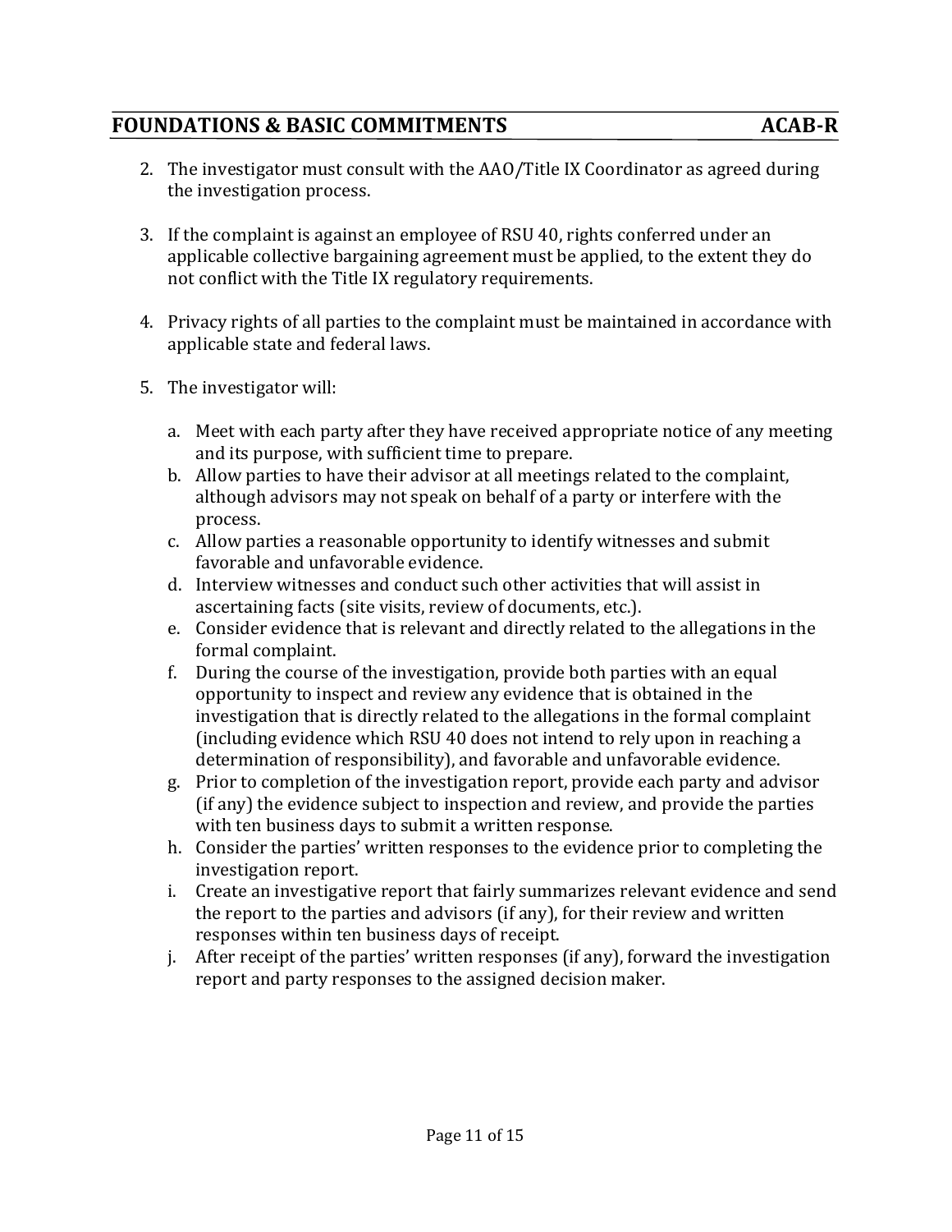2. The investigator must consult with the AAO/Title IX Coordinator as agreed during the investigation process.

3. If the complaint is against an employee of RSU 40, rights conferred under an applicable collective bargaining agreement must be applied, to the extent they do not conflict with the Title IX regulatory requirements.

4. Privacy rights of all parties to the complaint must be maintained in accordance with applicable state and federal laws.

5. The investigator will:

   a. Meet with each party after they have received appropriate notice of any meeting and its purpose, with sufficient time to prepare.
   b. Allow parties to have their advisor at all meetings related to the complaint, although advisors may not speak on behalf of a party or interfere with the process.
   c. Allow parties a reasonable opportunity to identify witnesses and submit favorable and unfavorable evidence.
   d. Interview witnesses and conduct such other activities that will assist in ascertaining facts (site visits, review of documents, etc.).
   e. Consider evidence that is relevant and directly related to the allegations in the formal complaint.
   f. During the course of the investigation, provide both parties with an equal opportunity to inspect and review any evidence that is obtained in the investigation that is directly related to the allegations in the formal complaint (including evidence which RSU 40 does not intend to rely upon in reaching a determination of responsibility), and favorable and unfavorable evidence.
   g. Prior to completion of the investigation report, provide each party and advisor (if any) the evidence subject to inspection and review, and provide the parties with ten business days to submit a written response.
   h. Consider the parties' written responses to the evidence prior to completing the investigation report.
   i. Create an investigative report that fairly summarizes relevant evidence and send the report to the parties and advisors (if any), for their review and written responses within ten business days of receipt.
   j. After receipt of the parties' written responses (if any), forward the investigation report and party responses to the assigned decision maker.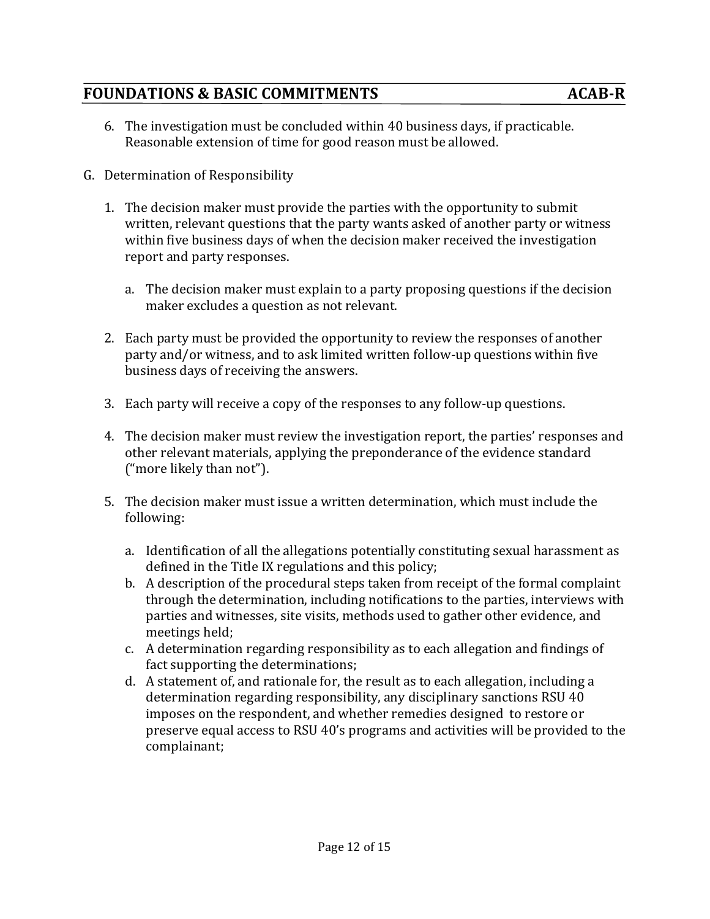6. The investigation must be concluded within 40 business days, if practicable. Reasonable extension of time for good reason must be allowed.

G. Determination of Responsibility

1. The decision maker must provide the parties with the opportunity to submit written, relevant questions that the party wants asked of another party or witness within five business days of when the decision maker received the investigation report and party responses.

   a. The decision maker must explain to a party proposing questions if the decision maker excludes a question as not relevant.

2. Each party must be provided the opportunity to review the responses of another party and/or witness, and to ask limited written follow-up questions within five business days of receiving the answers.

3. Each party will receive a copy of the responses to any follow-up questions.

4. The decision maker must review the investigation report, the parties' responses and other relevant materials, applying the preponderance of the evidence standard ("more likely than not").

5. The decision maker must issue a written determination, which must include the following:

   a. Identification of all the allegations potentially constituting sexual harassment as defined in the Title IX regulations and this policy;
   b. A description of the procedural steps taken from receipt of the formal complaint through the determination, including notifications to the parties, interviews with parties and witnesses, site visits, methods used to gather other evidence, and meetings held;
   c. A determination regarding responsibility as to each allegation and findings of fact supporting the determinations;
   d. A statement of, and rationale for, the result as to each allegation, including a determination regarding responsibility, any disciplinary sanctions RSU 40 imposes on the respondent, and whether remedies designed to restore or preserve equal access to RSU 40's programs and activities will be provided to the complainant;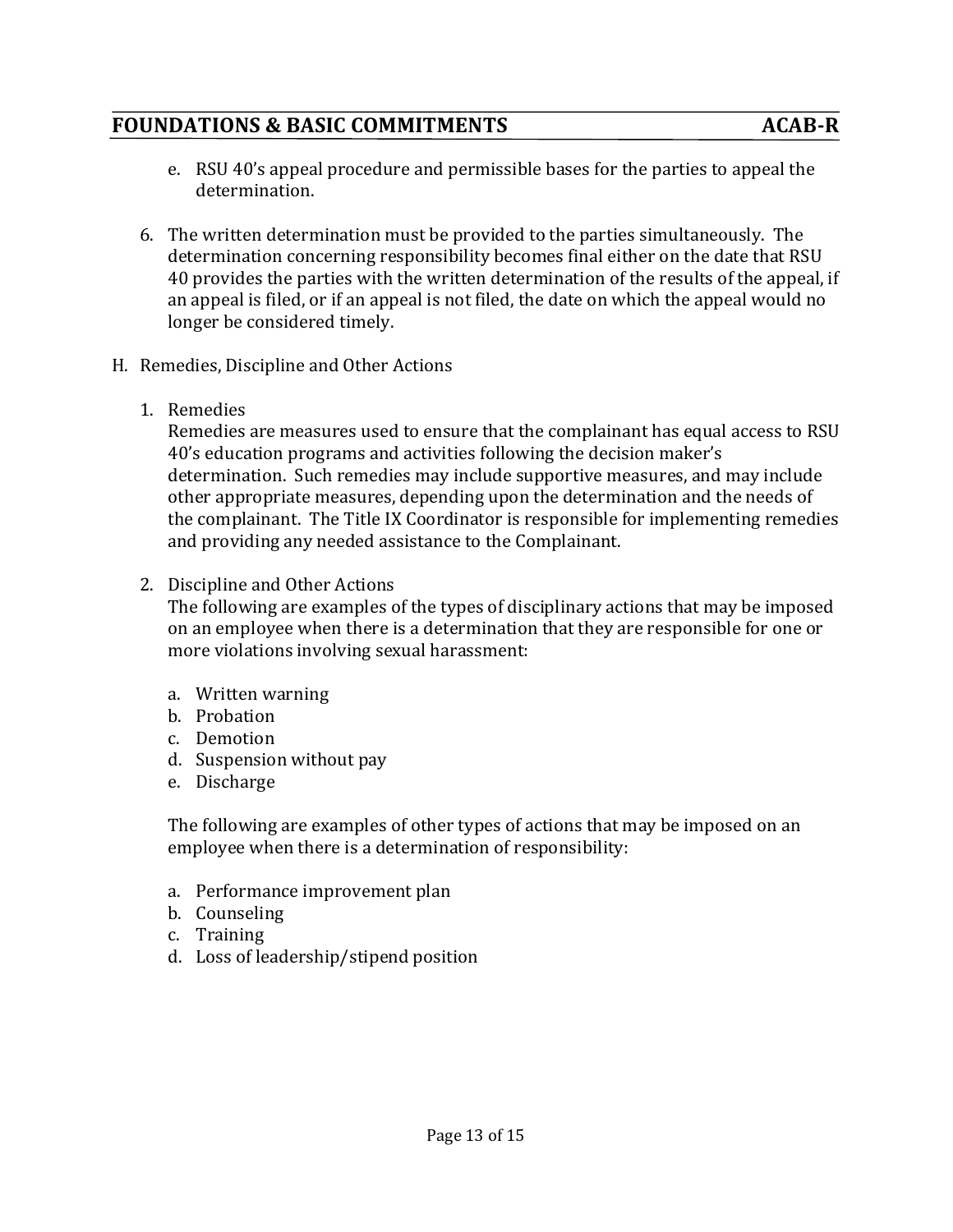e. RSU 40's appeal procedure and permissible bases for the parties to appeal the determination.

6. The written determination must be provided to the parties simultaneously. The determination concerning responsibility becomes final either on the date that RSU 40 provides the parties with the written determination of the results of the appeal, if an appeal is filed, or if an appeal is not filed, the date on which the appeal would no longer be considered timely.

H. Remedies, Discipline and Other Actions

1. Remedies
   Remedies are measures used to ensure that the complainant has equal access to RSU 40's education programs and activities following the decision maker's determination. Such remedies may include supportive measures, and may include other appropriate measures, depending upon the determination and the needs of the complainant. The Title IX Coordinator is responsible for implementing remedies and providing any needed assistance to the Complainant.

2. Discipline and Other Actions
   The following are examples of the types of disciplinary actions that may be imposed on an employee when there is a determination that they are responsible for one or more violations involving sexual harassment:

   a. Written warning
   b. Probation
   c. Demotion
   d. Suspension without pay
   e. Discharge

   The following are examples of other types of actions that may be imposed on an employee when there is a determination of responsibility:

   a. Performance improvement plan
   b. Counseling
   c. Training
   d. Loss of leadership/stipend position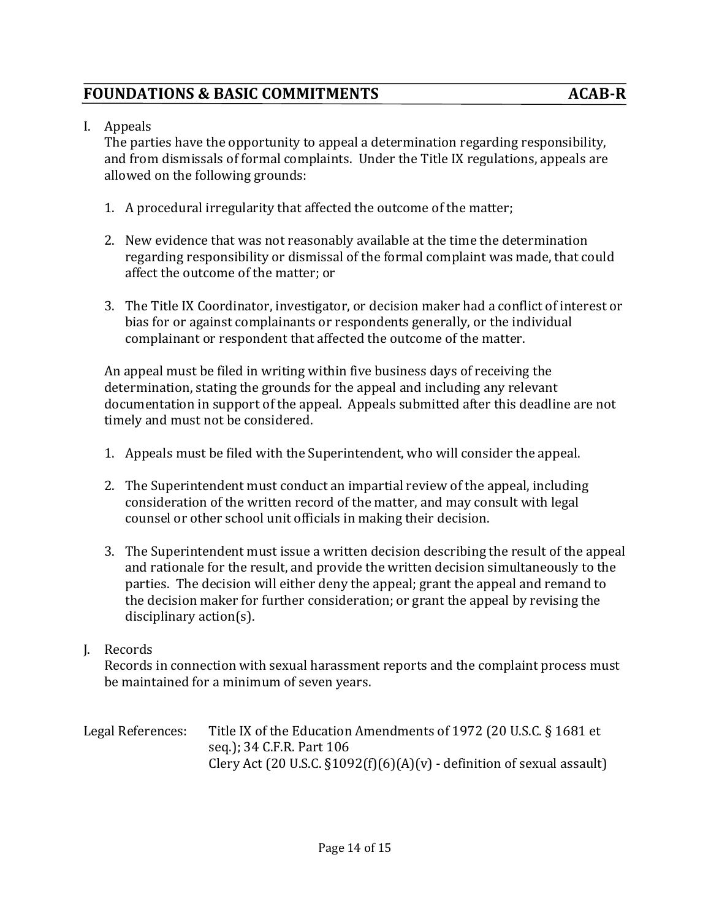I. Appeals

The parties have the opportunity to appeal a determination regarding responsibility, and from dismissals of formal complaints. Under the Title IX regulations, appeals are allowed on the following grounds:

1. A procedural irregularity that affected the outcome of the matter;

2. New evidence that was not reasonably available at the time the determination regarding responsibility or dismissal of the formal complaint was made, that could affect the outcome of the matter; or

3. The Title IX Coordinator, investigator, or decision maker had a conflict of interest or bias for or against complainants or respondents generally, or the individual complainant or respondent that affected the outcome of the matter.

An appeal must be filed in writing within five business days of receiving the determination, stating the grounds for the appeal and including any relevant documentation in support of the appeal. Appeals submitted after this deadline are not timely and must not be considered.

1. Appeals must be filed with the Superintendent, who will consider the appeal.

2. The Superintendent must conduct an impartial review of the appeal, including consideration of the written record of the matter, and may consult with legal counsel or other school unit officials in making their decision.

3. The Superintendent must issue a written decision describing the result of the appeal and rationale for the result, and provide the written decision simultaneously to the parties. The decision will either deny the appeal; grant the appeal and remand to the decision maker for further consideration; or grant the appeal by revising the disciplinary action(s).

J. Records

Records in connection with sexual harassment reports and the complaint process must be maintained for a minimum of seven years.

Legal References: Title IX of the Education Amendments of 1972 (20 U.S.C. § 1681 et seq.); 34 C.F.R. Part 106
Clery Act (20 U.S.C. §1092(f)(6)(A)(v) - definition of sexual assault)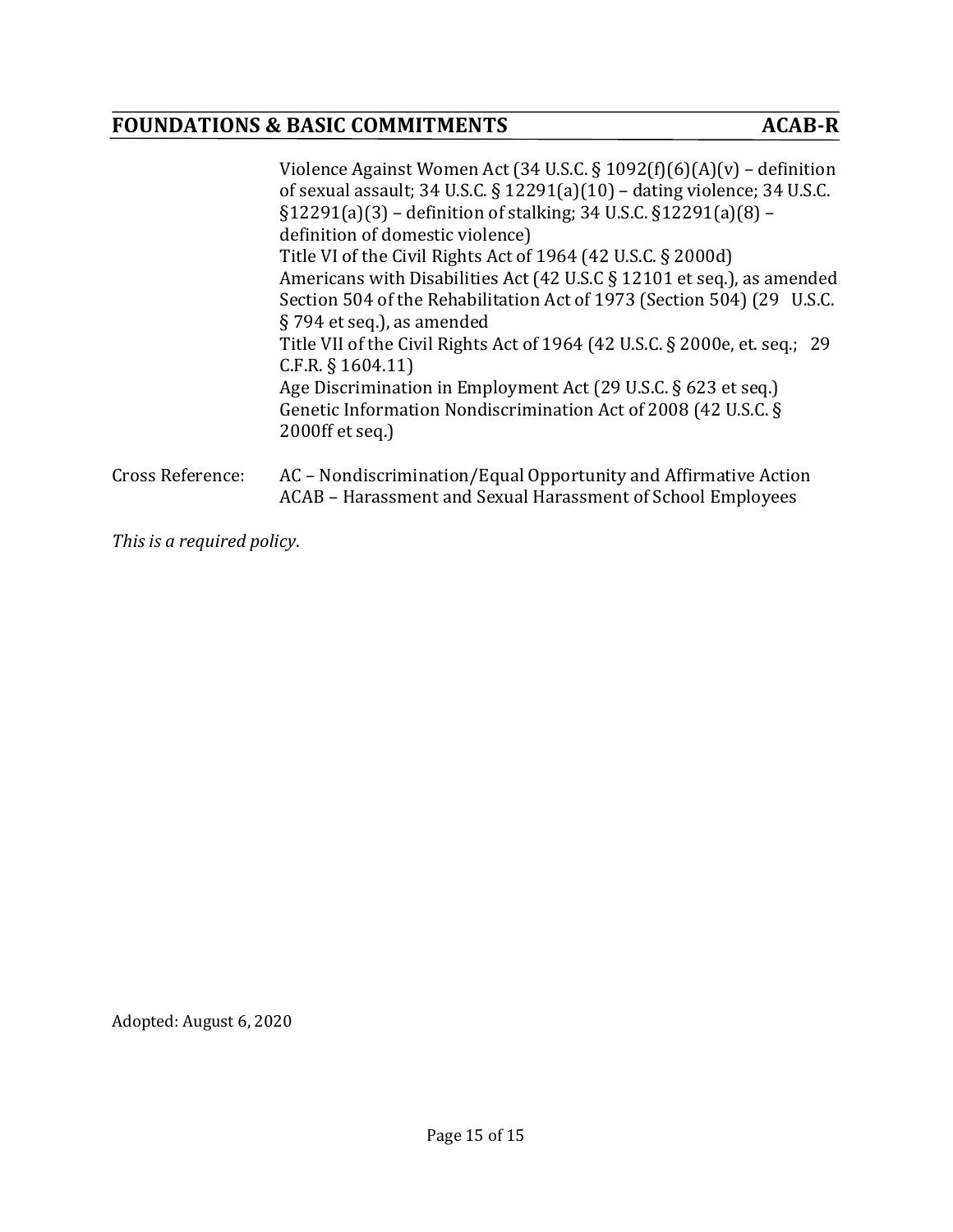Violence Against Women Act (34 U.S.C. § 1092(f)(6)(A)(v) – definition of sexual assault; 34 U.S.C. § 12291(a)(10) – dating violence; 34 U.S.C. §12291(a)(3) – definition of stalking; 34 U.S.C. §12291(a)(8) – definition of domestic violence)
Title VI of the Civil Rights Act of 1964 (42 U.S.C. § 2000d)
Americans with Disabilities Act (42 U.S.C § 12101 et seq.), as amended
Section 504 of the Rehabilitation Act of 1973 (Section 504) (29 U.S.C. § 794 et seq.), as amended
Title VII of the Civil Rights Act of 1964 (42 U.S.C. § 2000e, et. seq.; 29 C.F.R. § 1604.11)
Age Discrimination in Employment Act (29 U.S.C. § 623 et seq.)
Genetic Information Nondiscrimination Act of 2008 (42 U.S.C. § 2000ff et seq.)

Cross Reference: AC – Nondiscrimination/Equal Opportunity and Affirmative Action
ACAB – Harassment and Sexual Harassment of School Employees

*This is a required policy.*

Adopted: August 6, 2020